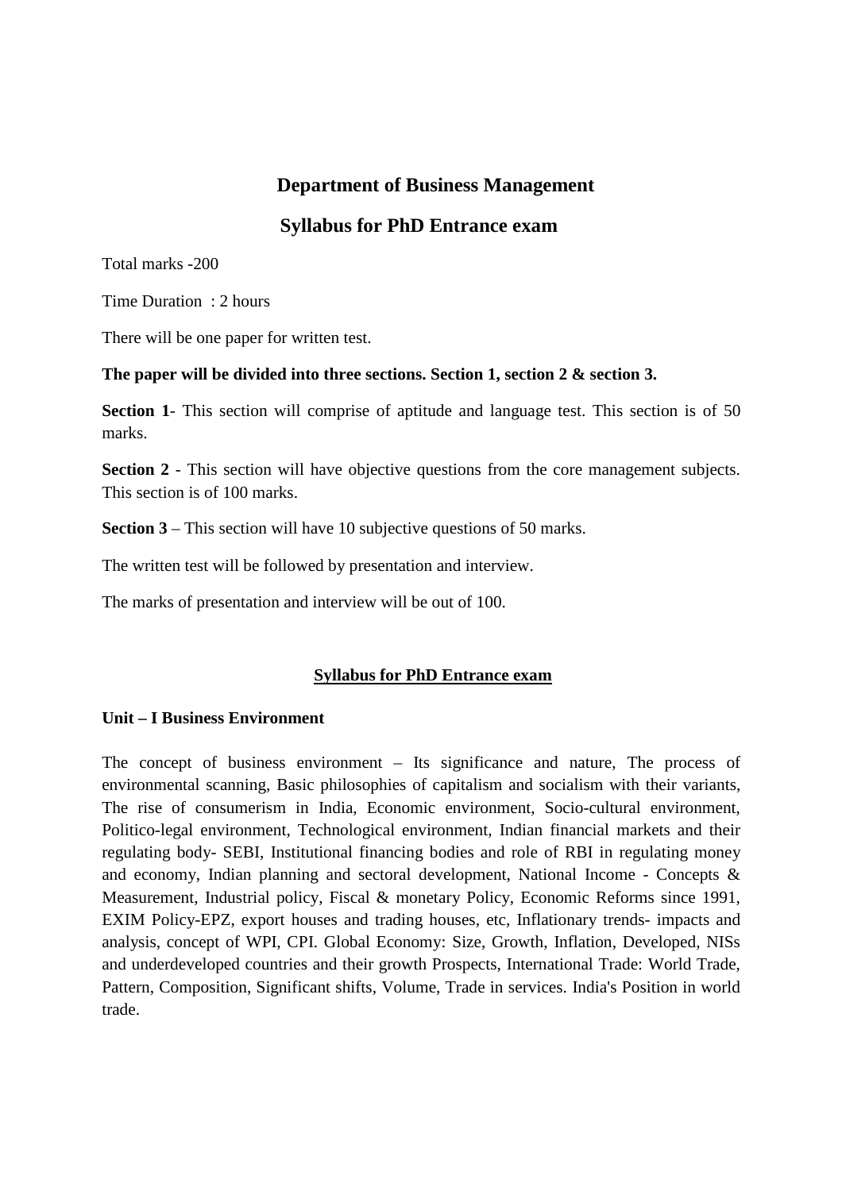# Department of Business Management

## Syllabus for PhD Entrance exam

Total marks -200

Time Duration : 2 hours

There will be one paper for written test.

**The paper will be divided into three sections. Section 1, section 2 & section 3.**

**Section 1**- This section will comprise of aptitude and language test. This section is of 50 marks.

**Section 2** - This section will have objective questions from the core management subjects. This section is of 100 marks.

**Section 3** – This section will have 10 subjective questions of 50 marks.

The written test will be followed by presentation and interview.

The marks of presentation and interview will be out of 100.

**Syllabus for PhD Entrance exam**

**Unit – I Business Environment**

The concept of business environment – Its significance and nature, The process of environmental scanning, Basic philosophies of capitalism and socialism with their variants, The rise of consumerism in India, Economic environment, Socio-cultural environment, Politico-legal environment, Technological environment, Indian financial markets and their regulating body- SEBI, Institutional financing bodies and role of RBI in regulating money and economy, Indian planning and sectoral development, National Income - Concepts & Measurement, Industrial policy, Fiscal & monetary Policy, Economic Reforms since 1991, EXIM Policy-EPZ, export houses and trading houses, etc, Inflationary trends- impacts and analysis, concept of WPI, CPI. Global Economy: Size, Growth, Inflation, Developed, NISs and underdeveloped countries and their growth Prospects, International Trade: World Trade, Pattern, Composition, Significant shifts, Volume, Trade in services. India's Position in world trade.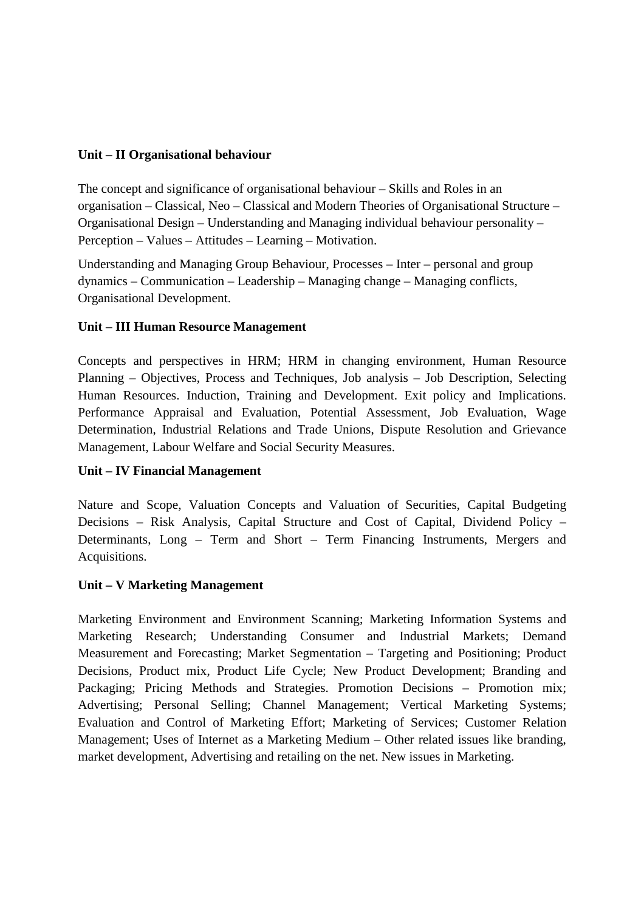**Unit – II Organisational behaviour**

The concept and significance of organisational behaviour – Skills and Roles in an organisation – Classical, Neo – Classical and Modern Theories of Organisational Structure – Organisational Design – Understanding and Managing individual behaviour personality – Perception – Values – Attitudes – Learning – Motivation.

Understanding and Managing Group Behaviour, Processes – Inter – personal and group dynamics – Communication – Leadership – Managing change – Managing conflicts, Organisational Development.

**Unit – III Human Resource Management**

Concepts and perspectives in HRM; HRM in changing environment, Human Resource Planning – Objectives, Process and Techniques, Job analysis – Job Description, Selecting Human Resources. Induction, Training and Development. Exit policy and Implications. Performance Appraisal and Evaluation, Potential Assessment, Job Evaluation, Wage Determination, Industrial Relations and Trade Unions, Dispute Resolution and Grievance Management, Labour Welfare and Social Security Measures.

**Unit – IV Financial Management**

Nature and Scope, Valuation Concepts and Valuation of Securities, Capital Budgeting Decisions – Risk Analysis, Capital Structure and Cost of Capital, Dividend Policy – Determinants, Long – Term and Short – Term Financing Instruments, Mergers and Acquisitions.

**Unit – V Marketing Management**

Marketing Environment and Environment Scanning; Marketing Information Systems and Marketing Research; Understanding Consumer and Industrial Markets; Demand Measurement and Forecasting; Market Segmentation – Targeting and Positioning; Product Decisions, Product mix, Product Life Cycle; New Product Development; Branding and Packaging; Pricing Methods and Strategies. Promotion Decisions – Promotion mix; Advertising; Personal Selling; Channel Management; Vertical Marketing Systems; Evaluation and Control of Marketing Effort; Marketing of Services; Customer Relation Management; Uses of Internet as a Marketing Medium – Other related issues like branding, market development, Advertising and retailing on the net. New issues in Marketing.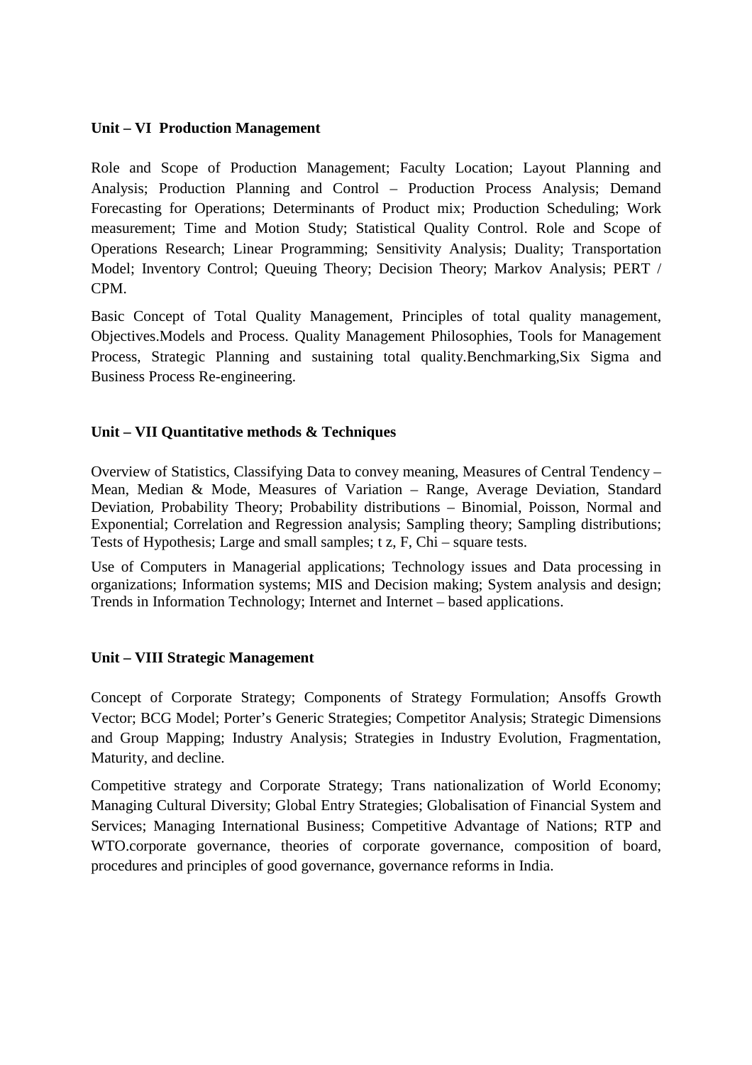**Unit – VI Production Management**

Role and Scope of Production Management; Faculty Location; Layout Planning and Analysis; Production Planning and Control – Production Process Analysis; Demand Forecasting for Operations; Determinants of Product mix; Production Scheduling; Work measurement; Time and Motion Study; Statistical Quality Control. Role and Scope of Operations Research; Linear Programming; Sensitivity Analysis; Duality; Transportation Model; Inventory Control; Queuing Theory; Decision Theory; Markov Analysis; PERT / CPM.

Basic Concept of Total Quality Management, Principles of total quality management, Objectives.Models and Process. Quality Management Philosophies, Tools for Management Process, Strategic Planning and sustaining total quality.Benchmarking,Six Sigma and Business Process Re-engineering.

**Unit – VII Quantitative methods & Techniques**

Overview of Statistics, Classifying Data to convey meaning, Measures of Central Tendency – Mean, Median & Mode, Measures of Variation – Range, Average Deviation, Standard Deviation, Probability Theory; Probability distributions – Binomial, Poisson, Normal and Exponential; Correlation and Regression analysis; Sampling theory; Sampling distributions; Tests of Hypothesis; Large and small samples; t z, F, Chi – square tests.

Use of Computers in Managerial applications; Technology issues and Data processing in organizations; Information systems; MIS and Decision making; System analysis and design; Trends in Information Technology; Internet and Internet – based applications.

**Unit – VIII Strategic Management**

Concept of Corporate Strategy; Components of Strategy Formulation; Ansoffs Growth Vector; BCG Model; Porter's Generic Strategies; Competitor Analysis; Strategic Dimensions and Group Mapping; Industry Analysis; Strategies in Industry Evolution, Fragmentation, Maturity, and decline.

Competitive strategy and Corporate Strategy; Trans nationalization of World Economy; Managing Cultural Diversity; Global Entry Strategies; Globalisation of Financial System and Services; Managing International Business; Competitive Advantage of Nations; RTP and WTO.corporate governance, theories of corporate governance, composition of board, procedures and principles of good governance, governance reforms in India.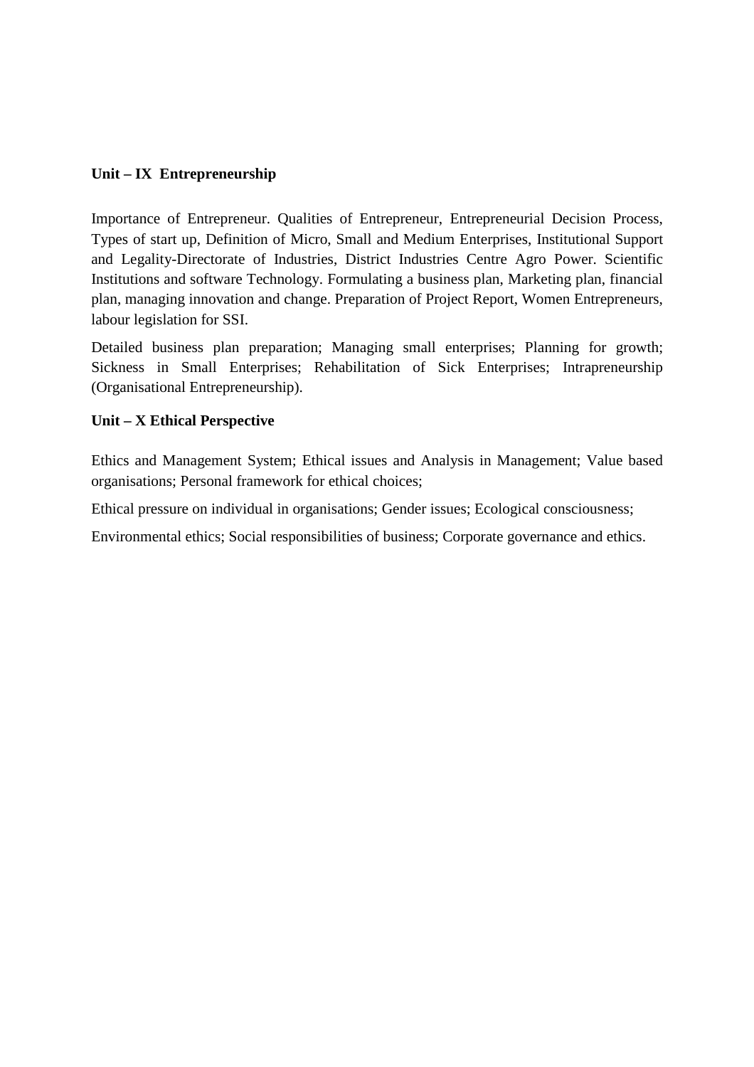**Unit – IX Entrepreneurship**

Importance of Entrepreneur. Qualities of Entrepreneur, Entrepreneurial Decision Process, Types of start up, Definition of Micro, Small and Medium Enterprises, Institutional Support and Legality-Directorate of Industries, District Industries Centre Agro Power. Scientific Institutions and software Technology. Formulating a business plan, Marketing plan, financial plan, managing innovation and change. Preparation of Project Report, Women Entrepreneurs, labour legislation for SSI.

Detailed business plan preparation; Managing small enterprises; Planning for growth; Sickness in Small Enterprises; Rehabilitation of Sick Enterprises; Intrapreneurship (Organisational Entrepreneurship).

**Unit – X Ethical Perspective**

Ethics and Management System; Ethical issues and Analysis in Management; Value based organisations; Personal framework for ethical choices;

Ethical pressure on individual in organisations; Gender issues; Ecological consciousness;

Environmental ethics; Social responsibilities of business; Corporate governance and ethics.